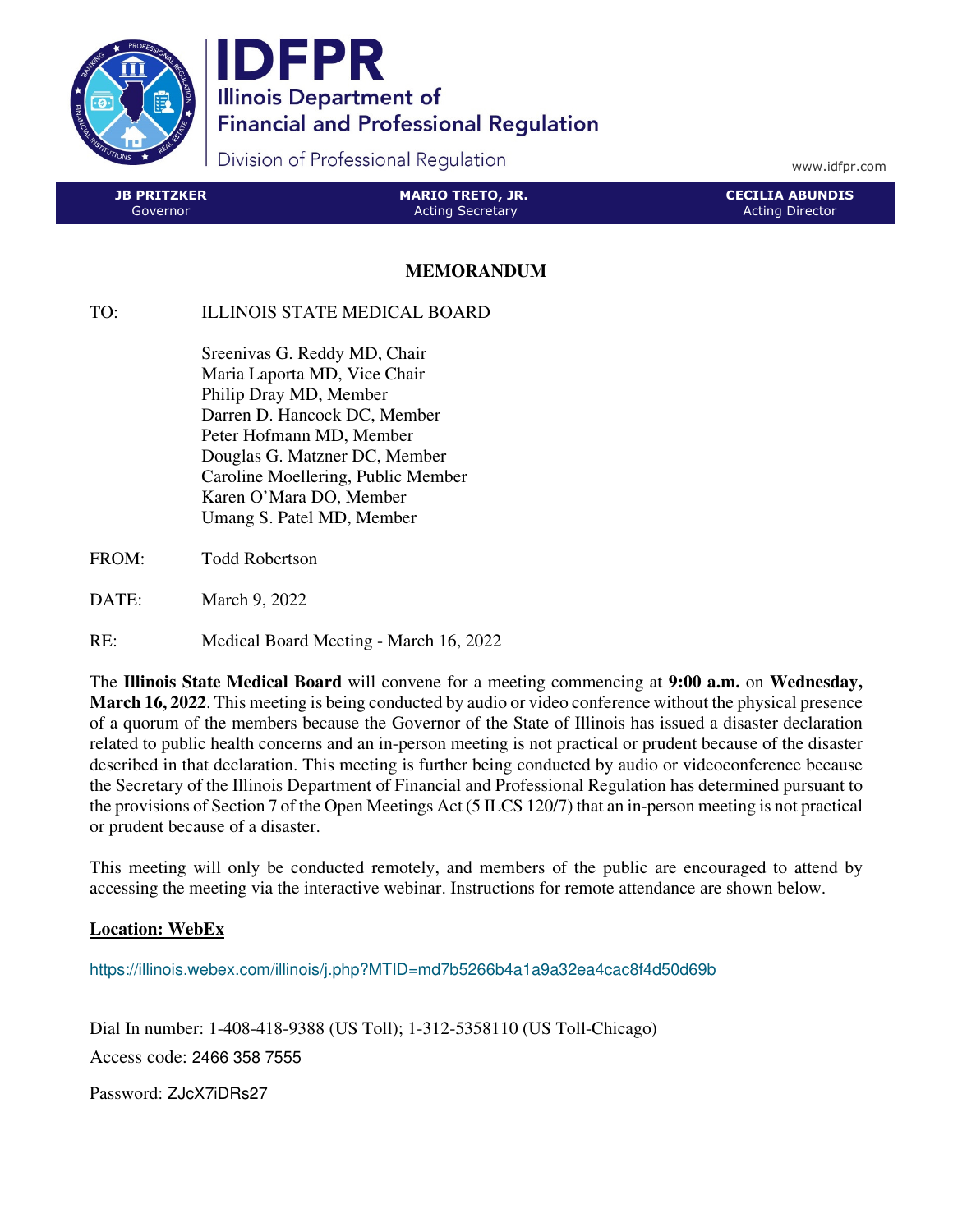# IDFPR

Illinois Department of Financial and Professional Regulation

Division of Professional Regulation

www.idfpr.com

| JB PRITZKER | MARIO TRETO, JR. | CECILIA ABUNDIS |
|---|---|---|
| Governor | Acting Secretary | Acting Director |

## MEMORANDUM

TO: ILLINOIS STATE MEDICAL BOARD

Sreenivas G. Reddy MD, Chair
Maria Laporta MD, Vice Chair
Philip Dray MD, Member
Darren D. Hancock DC, Member
Peter Hofmann MD, Member
Douglas G. Matzner DC, Member
Caroline Moellering, Public Member
Karen O'Mara DO, Member
Umang S. Patel MD, Member

FROM: Todd Robertson

DATE: March 9, 2022

RE: Medical Board Meeting - March 16, 2022

The **Illinois State Medical Board** will convene for a meeting commencing at **9:00 a.m.** on **Wednesday, March 16, 2022**. This meeting is being conducted by audio or video conference without the physical presence of a quorum of the members because the Governor of the State of Illinois has issued a disaster declaration related to public health concerns and an in-person meeting is not practical or prudent because of the disaster described in that declaration. This meeting is further being conducted by audio or videoconference because the Secretary of the Illinois Department of Financial and Professional Regulation has determined pursuant to the provisions of Section 7 of the Open Meetings Act (5 ILCS 120/7) that an in-person meeting is not practical or prudent because of a disaster.

This meeting will only be conducted remotely, and members of the public are encouraged to attend by accessing the meeting via the interactive webinar. Instructions for remote attendance are shown below.

**Location: WebEx**

https://illinois.webex.com/illinois/j.php?MTID=md7b5266b4a1a9a32ea4cac8f4d50d69b

Dial In number: 1-408-418-9388 (US Toll); 1-312-5358110 (US Toll-Chicago)

Access code: 2466 358 7555

Password: ZJcX7iDRs27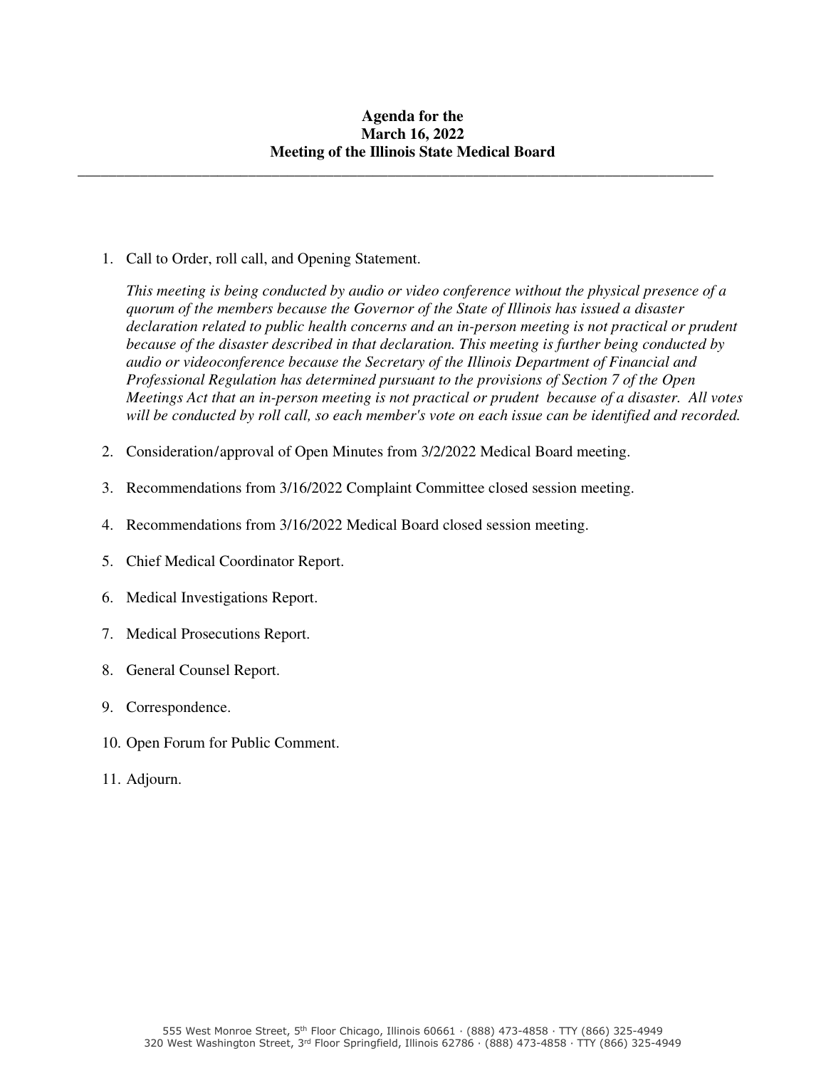# Agenda for the March 16, 2022 Meeting of the Illinois State Medical Board

---

1. Call to Order, roll call, and Opening Statement.

   *This meeting is being conducted by audio or video conference without the physical presence of a quorum of the members because the Governor of the State of Illinois has issued a disaster declaration related to public health concerns and an in-person meeting is not practical or prudent because of the disaster described in that declaration. This meeting is further being conducted by audio or videoconference because the Secretary of the Illinois Department of Financial and Professional Regulation has determined pursuant to the provisions of Section 7 of the Open Meetings Act that an in-person meeting is not practical or prudent because of a disaster. All votes will be conducted by roll call, so each member's vote on each issue can be identified and recorded.*

2. Consideration/approval of Open Minutes from 3/2/2022 Medical Board meeting.

3. Recommendations from 3/16/2022 Complaint Committee closed session meeting.

4. Recommendations from 3/16/2022 Medical Board closed session meeting.

5. Chief Medical Coordinator Report.

6. Medical Investigations Report.

7. Medical Prosecutions Report.

8. General Counsel Report.

9. Correspondence.

10. Open Forum for Public Comment.

11. Adjourn.

555 West Monroe Street, 5th Floor Chicago, Illinois 60661 · (888) 473-4858 · TTY (866) 325-4949
320 West Washington Street, 3rd Floor Springfield, Illinois 62786 · (888) 473-4858 · TTY (866) 325-4949